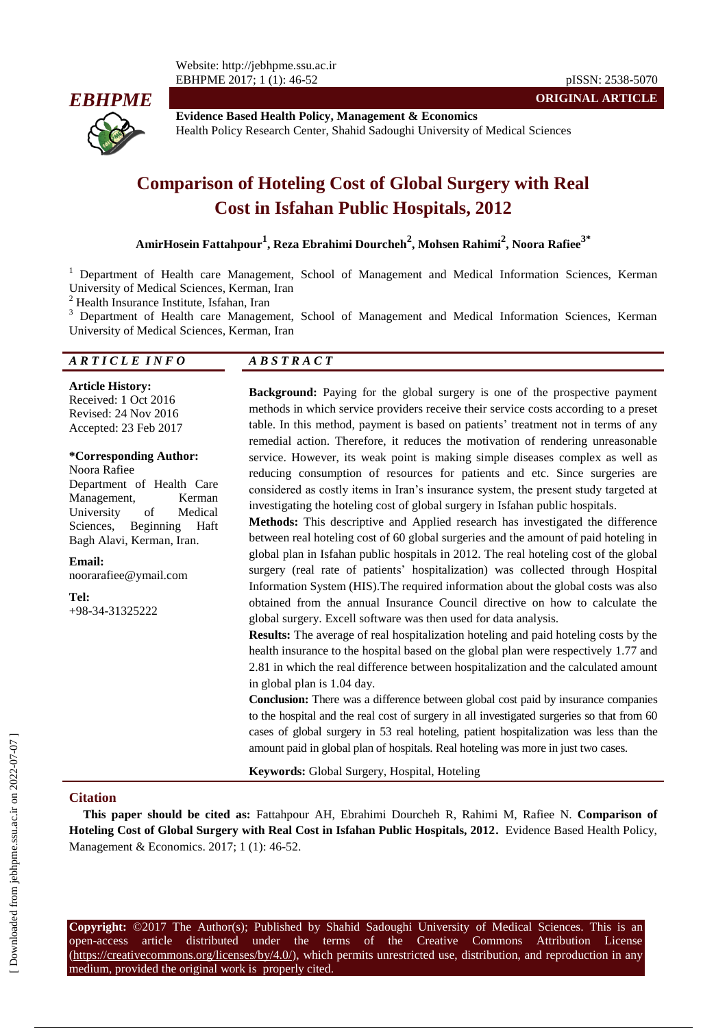ORIGINAL ARTICLE

**Evidence Based Health Policy, Management & Economics**
Health Policy Research Center, Shahid Sadoughi University of Medical Sciences

# Comparison of Hoteling Cost of Global Surgery with Real Cost in Isfahan Public Hospitals, 2012

**AmirHosein Fattahpour[1], Reza Ebrahimi Dourcheh[2], Mohsen Rahimi[2], Noora Rafiee[3*]**

[1] Department of Health care Management, School of Management and Medical Information Sciences, Kerman University of Medical Sciences, Kerman, Iran
[2] Health Insurance Institute, Isfahan, Iran
[3] Department of Health care Management, School of Management and Medical Information Sciences, Kerman University of Medical Sciences, Kerman, Iran

## ARTICLE INFO

**Article History:**
Received: 1 Oct 2016
Revised: 24 Nov 2016
Accepted: 23 Feb 2017

**\*Corresponding Author:**
Noora Rafiee
Department of Health Care Management, Kerman University of Medical Sciences, Beginning Haft Bagh Alavi, Kerman, Iran.

**Email:**
noorarafiee@ymail.com

**Tel:**
+98-34-31325222

## ABSTRACT

**Background:** Paying for the global surgery is one of the prospective payment methods in which service providers receive their service costs according to a preset table. In this method, payment is based on patients' treatment not in terms of any remedial action. Therefore, it reduces the motivation of rendering unreasonable service. However, its weak point is making simple diseases complex as well as reducing consumption of resources for patients and etc. Since surgeries are considered as costly items in Iran's insurance system, the present study targeted at investigating the hoteling cost of global surgery in Isfahan public hospitals.

**Methods:** This descriptive and Applied research has investigated the difference between real hoteling cost of 60 global surgeries and the amount of paid hoteling in global plan in Isfahan public hospitals in 2012. The real hoteling cost of the global surgery (real rate of patients' hospitalization) was collected through Hospital Information System (HIS).The required information about the global costs was also obtained from the annual Insurance Council directive on how to calculate the global surgery. Excell software was then used for data analysis.

**Results:** The average of real hospitalization hoteling and paid hoteling costs by the health insurance to the hospital based on the global plan were respectively 1.77 and 2.81 in which the real difference between hospitalization and the calculated amount in global plan is 1.04 day.

**Conclusion:** There was a difference between global cost paid by insurance companies to the hospital and the real cost of surgery in all investigated surgeries so that from 60 cases of global surgery in 53 real hoteling, patient hospitalization was less than the amount paid in global plan of hospitals. Real hoteling was more in just two cases.

**Keywords:** Global Surgery, Hospital, Hoteling

## Citation

**This paper should be cited as:** Fattahpour AH, Ebrahimi Dourcheh R, Rahimi M, Rafiee N. **Comparison of Hoteling Cost of Global Surgery with Real Cost in Isfahan Public Hospitals, 2012.** Evidence Based Health Policy, Management & Economics. 2017; 1 (1): 46-52.

**Copyright:** ©2017 The Author(s); Published by Shahid Sadoughi University of Medical Sciences. This is an open-access article distributed under the terms of the Creative Commons Attribution License (https://creativecommons.org/licenses/by/4.0/), which permits unrestricted use, distribution, and reproduction in any medium, provided the original work is properly cited.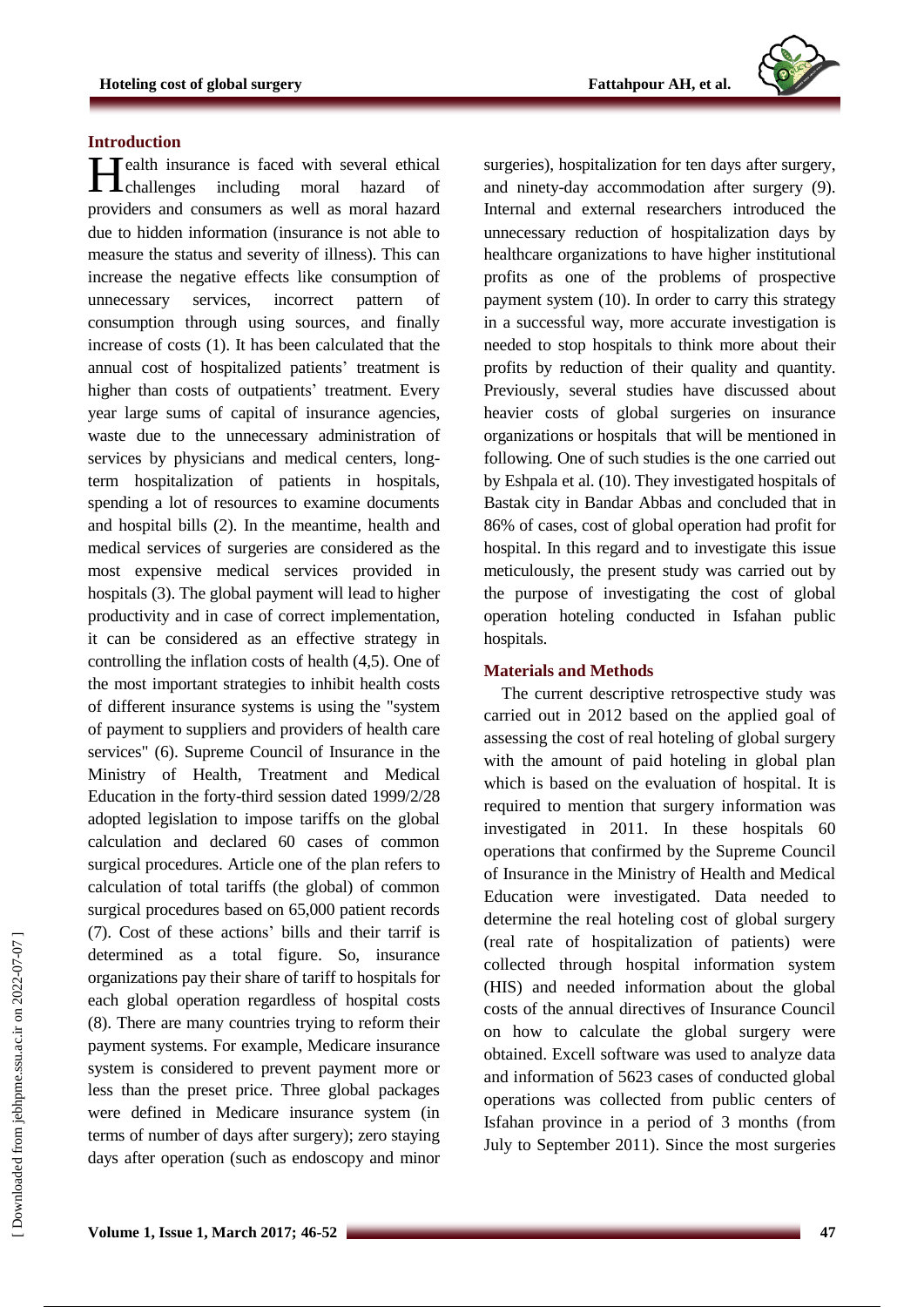## Introduction

Health insurance is faced with several ethical challenges including moral hazard of providers and consumers as well as moral hazard due to hidden information (insurance is not able to measure the status and severity of illness). This can increase the negative effects like consumption of unnecessary services, incorrect pattern of consumption through using sources, and finally increase of costs (1). It has been calculated that the annual cost of hospitalized patients' treatment is higher than costs of outpatients' treatment. Every year large sums of capital of insurance agencies, waste due to the unnecessary administration of services by physicians and medical centers, long-term hospitalization of patients in hospitals, spending a lot of resources to examine documents and hospital bills (2). In the meantime, health and medical services of surgeries are considered as the most expensive medical services provided in hospitals (3). The global payment will lead to higher productivity and in case of correct implementation, it can be considered as an effective strategy in controlling the inflation costs of health (4,5). One of the most important strategies to inhibit health costs of different insurance systems is using the "system of payment to suppliers and providers of health care services" (6). Supreme Council of Insurance in the Ministry of Health, Treatment and Medical Education in the forty-third session dated 1999/2/28 adopted legislation to impose tariffs on the global calculation and declared 60 cases of common surgical procedures. Article one of the plan refers to calculation of total tariffs (the global) of common surgical procedures based on 65,000 patient records (7). Cost of these actions' bills and their tarrif is determined as a total figure. So, insurance organizations pay their share of tariff to hospitals for each global operation regardless of hospital costs (8). There are many countries trying to reform their payment systems. For example, Medicare insurance system is considered to prevent payment more or less than the preset price. Three global packages were defined in Medicare insurance system (in terms of number of days after surgery); zero staying days after operation (such as endoscopy and minor surgeries), hospitalization for ten days after surgery, and ninety-day accommodation after surgery (9). Internal and external researchers introduced the unnecessary reduction of hospitalization days by healthcare organizations to have higher institutional profits as one of the problems of prospective payment system (10). In order to carry this strategy in a successful way, more accurate investigation is needed to stop hospitals to think more about their profits by reduction of their quality and quantity. Previously, several studies have discussed about heavier costs of global surgeries on insurance organizations or hospitals that will be mentioned in following. One of such studies is the one carried out by Eshpala et al. (10). They investigated hospitals of Bastak city in Bandar Abbas and concluded that in 86% of cases, cost of global operation had profit for hospital. In this regard and to investigate this issue meticulously, the present study was carried out by the purpose of investigating the cost of global operation hoteling conducted in Isfahan public hospitals.

## Materials and Methods

The current descriptive retrospective study was carried out in 2012 based on the applied goal of assessing the cost of real hoteling of global surgery with the amount of paid hoteling in global plan which is based on the evaluation of hospital. It is required to mention that surgery information was investigated in 2011. In these hospitals 60 operations that confirmed by the Supreme Council of Insurance in the Ministry of Health and Medical Education were investigated. Data needed to determine the real hoteling cost of global surgery (real rate of hospitalization of patients) were collected through hospital information system (HIS) and needed information about the global costs of the annual directives of Insurance Council on how to calculate the global surgery were obtained. Excell software was used to analyze data and information of 5623 cases of conducted global operations was collected from public centers of Isfahan province in a period of 3 months (from July to September 2011). Since the most surgeries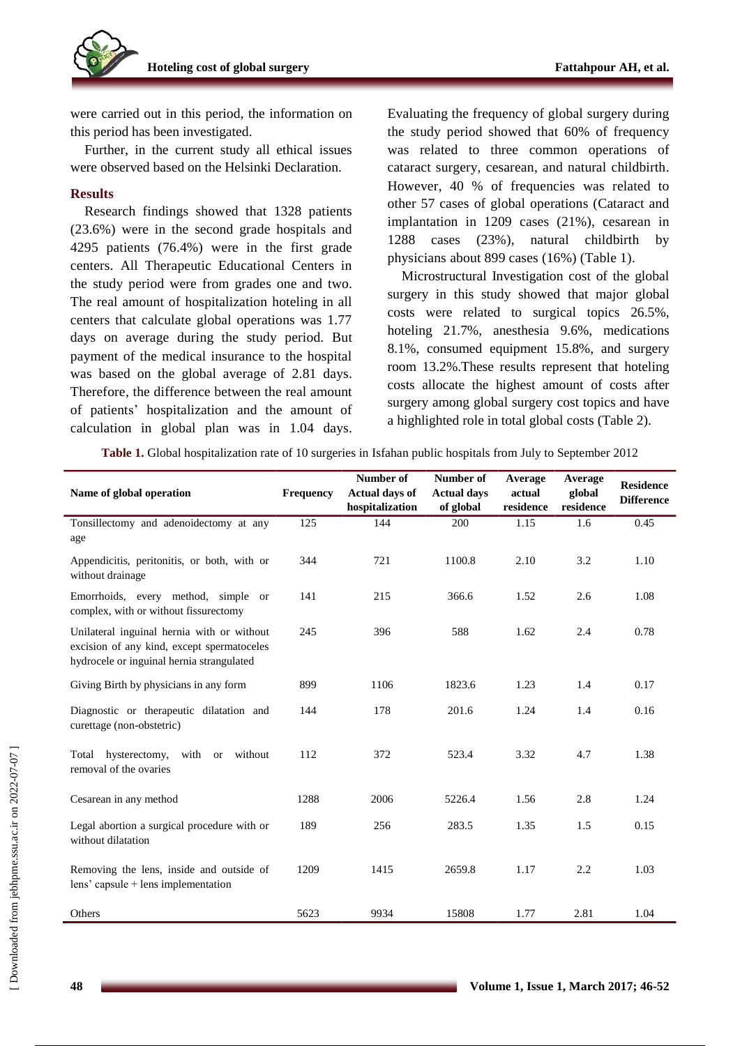were carried out in this period, the information on this period has been investigated.

Further, in the current study all ethical issues were observed based on the Helsinki Declaration.

## Results

Research findings showed that 1328 patients (23.6%) were in the second grade hospitals and 4295 patients (76.4%) were in the first grade centers. All Therapeutic Educational Centers in the study period were from grades one and two. The real amount of hospitalization hoteling in all centers that calculate global operations was 1.77 days on average during the study period. But payment of the medical insurance to the hospital was based on the global average of 2.81 days. Therefore, the difference between the real amount of patients' hospitalization and the amount of calculation in global plan was in 1.04 days. Evaluating the frequency of global surgery during the study period showed that 60% of frequency was related to three common operations of cataract surgery, cesarean, and natural childbirth. However, 40 % of frequencies was related to other 57 cases of global operations (Cataract and implantation in 1209 cases (21%), cesarean in 1288 cases (23%), natural childbirth by physicians about 899 cases (16%) (Table 1).

Microstructural Investigation cost of the global surgery in this study showed that major global costs were related to surgical topics 26.5%, hoteling 21.7%, anesthesia 9.6%, medications 8.1%, consumed equipment 15.8%, and surgery room 13.2%.These results represent that hoteling costs allocate the highest amount of costs after surgery among global surgery cost topics and have a highlighted role in total global costs (Table 2).

**Table 1.** Global hospitalization rate of 10 surgeries in Isfahan public hospitals from July to September 2012

| Name of global operation | Frequency | Number of Actual days of hospitalization | Number of Actual days of global | Average actual residence | Average global residence | Residence Difference |
|---|---|---|---|---|---|---|
| Tonsillectomy and adenoidectomy at any age | 125 | 144 | 200 | 1.15 | 1.6 | 0.45 |
| Appendicitis, peritonitis, or both, with or without drainage | 344 | 721 | 1100.8 | 2.10 | 3.2 | 1.10 |
| Emorrhoids, every method, simple or complex, with or without fissurectomy | 141 | 215 | 366.6 | 1.52 | 2.6 | 1.08 |
| Unilateral inguinal hernia with or without excision of any kind, except spermatoceles hydrocele or inguinal hernia strangulated | 245 | 396 | 588 | 1.62 | 2.4 | 0.78 |
| Giving Birth by physicians in any form | 899 | 1106 | 1823.6 | 1.23 | 1.4 | 0.17 |
| Diagnostic or therapeutic dilatation and curettage (non-obstetric) | 144 | 178 | 201.6 | 1.24 | 1.4 | 0.16 |
| Total hysterectomy, with or without removal of the ovaries | 112 | 372 | 523.4 | 3.32 | 4.7 | 1.38 |
| Cesarean in any method | 1288 | 2006 | 5226.4 | 1.56 | 2.8 | 1.24 |
| Legal abortion a surgical procedure with or without dilatation | 189 | 256 | 283.5 | 1.35 | 1.5 | 0.15 |
| Removing the lens, inside and outside of lens' capsule + lens implementation | 1209 | 1415 | 2659.8 | 1.17 | 2.2 | 1.03 |
| Others | 5623 | 9934 | 15808 | 1.77 | 2.81 | 1.04 |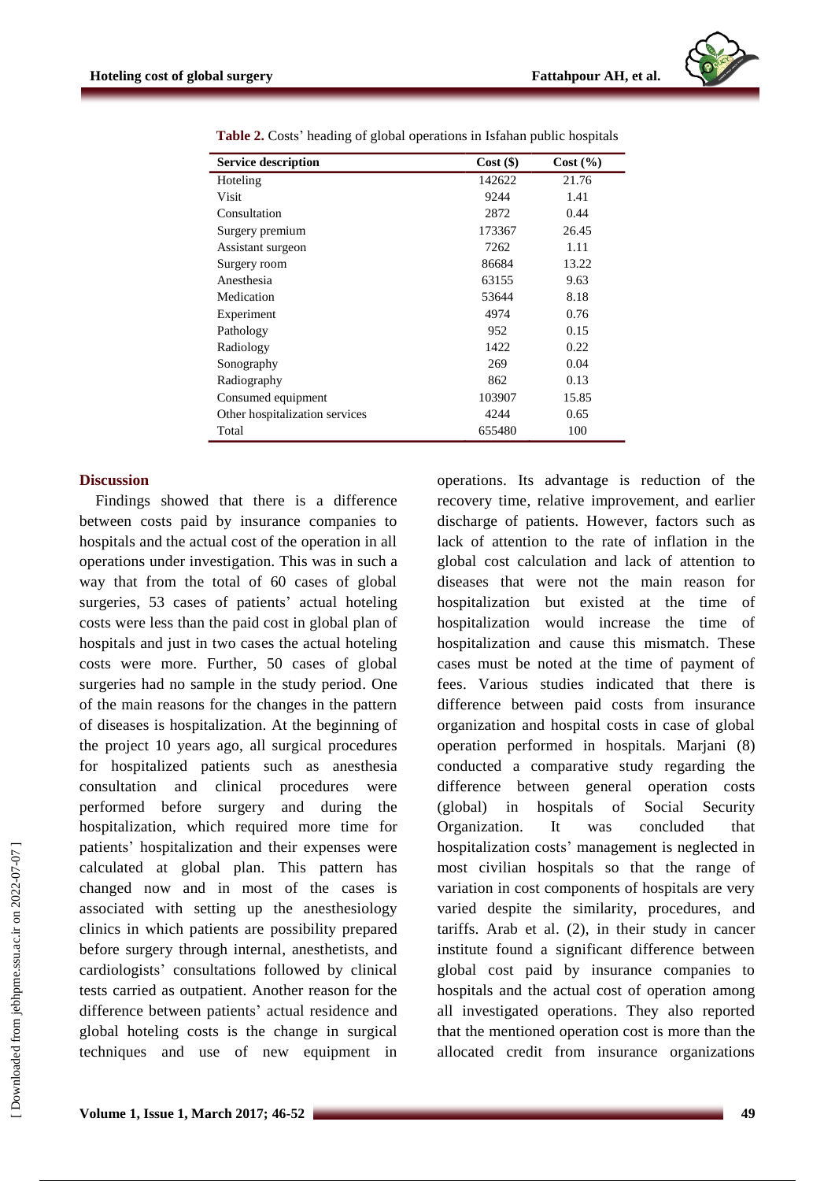**Table 2.** Costs' heading of global operations in Isfahan public hospitals

| Service description | Cost ($) | Cost (%) |
|---|---|---|
| Hoteling | 142622 | 21.76 |
| Visit | 9244 | 1.41 |
| Consultation | 2872 | 0.44 |
| Surgery premium | 173367 | 26.45 |
| Assistant surgeon | 7262 | 1.11 |
| Surgery room | 86684 | 13.22 |
| Anesthesia | 63155 | 9.63 |
| Medication | 53644 | 8.18 |
| Experiment | 4974 | 0.76 |
| Pathology | 952 | 0.15 |
| Radiology | 1422 | 0.22 |
| Sonography | 269 | 0.04 |
| Radiography | 862 | 0.13 |
| Consumed equipment | 103907 | 15.85 |
| Other hospitalization services | 4244 | 0.65 |
| Total | 655480 | 100 |

## Discussion

Findings showed that there is a difference between costs paid by insurance companies to hospitals and the actual cost of the operation in all operations under investigation. This was in such a way that from the total of 60 cases of global surgeries, 53 cases of patients' actual hoteling costs were less than the paid cost in global plan of hospitals and just in two cases the actual hoteling costs were more. Further, 50 cases of global surgeries had no sample in the study period. One of the main reasons for the changes in the pattern of diseases is hospitalization. At the beginning of the project 10 years ago, all surgical procedures for hospitalized patients such as anesthesia consultation and clinical procedures were performed before surgery and during the hospitalization, which required more time for patients' hospitalization and their expenses were calculated at global plan. This pattern has changed now and in most of the cases is associated with setting up the anesthesiology clinics in which patients are possibility prepared before surgery through internal, anesthetists, and cardiologists' consultations followed by clinical tests carried as outpatient. Another reason for the difference between patients' actual residence and global hoteling costs is the change in surgical techniques and use of new equipment in operations. Its advantage is reduction of the recovery time, relative improvement, and earlier discharge of patients. However, factors such as lack of attention to the rate of inflation in the global cost calculation and lack of attention to diseases that were not the main reason for hospitalization but existed at the time of hospitalization would increase the time of hospitalization and cause this mismatch. These cases must be noted at the time of payment of fees. Various studies indicated that there is difference between paid costs from insurance organization and hospital costs in case of global operation performed in hospitals. Marjani (8) conducted a comparative study regarding the difference between general operation costs (global) in hospitals of Social Security Organization. It was concluded that hospitalization costs' management is neglected in most civilian hospitals so that the range of variation in cost components of hospitals are very varied despite the similarity, procedures, and tariffs. Arab et al. (2), in their study in cancer institute found a significant difference between global cost paid by insurance companies to hospitals and the actual cost of operation among all investigated operations. They also reported that the mentioned operation cost is more than the allocated credit from insurance organizations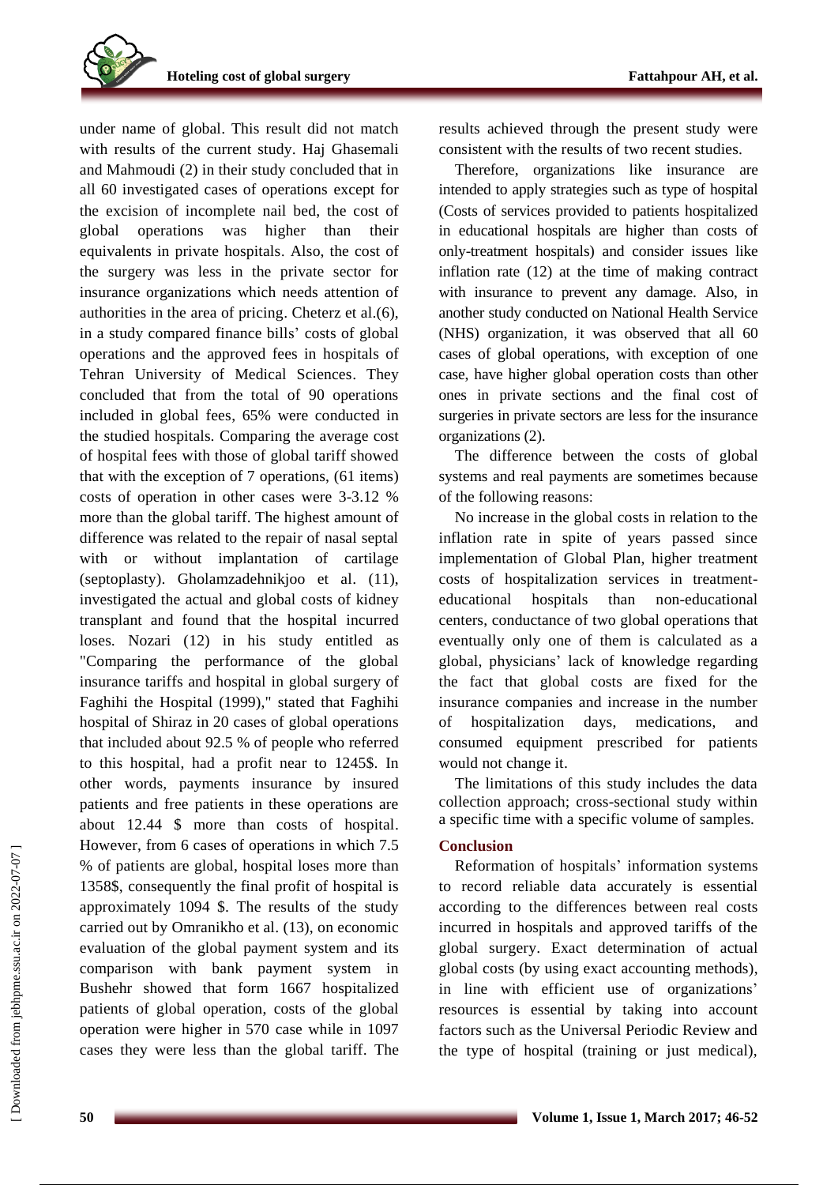under name of global. This result did not match with results of the current study. Haj Ghasemali and Mahmoudi (2) in their study concluded that in all 60 investigated cases of operations except for the excision of incomplete nail bed, the cost of global operations was higher than their equivalents in private hospitals. Also, the cost of the surgery was less in the private sector for insurance organizations which needs attention of authorities in the area of pricing. Cheterz et al.(6), in a study compared finance bills' costs of global operations and the approved fees in hospitals of Tehran University of Medical Sciences. They concluded that from the total of 90 operations included in global fees, 65% were conducted in the studied hospitals. Comparing the average cost of hospital fees with those of global tariff showed that with the exception of 7 operations, (61 items) costs of operation in other cases were 3-3.12 % more than the global tariff. The highest amount of difference was related to the repair of nasal septal with or without implantation of cartilage (septoplasty). Gholamzadehnikjoo et al. (11), investigated the actual and global costs of kidney transplant and found that the hospital incurred loses. Nozari (12) in his study entitled as "Comparing the performance of the global insurance tariffs and hospital in global surgery of Faghihi the Hospital (1999)," stated that Faghihi hospital of Shiraz in 20 cases of global operations that included about 92.5 % of people who referred to this hospital, had a profit near to 1245$. In other words, payments insurance by insured patients and free patients in these operations are about 12.44 $ more than costs of hospital. However, from 6 cases of operations in which 7.5 % of patients are global, hospital loses more than 1358$, consequently the final profit of hospital is approximately 1094 $. The results of the study carried out by Omranikho et al. (13), on economic evaluation of the global payment system and its comparison with bank payment system in Bushehr showed that form 1667 hospitalized patients of global operation, costs of the global operation were higher in 570 case while in 1097 cases they were less than the global tariff. The results achieved through the present study were consistent with the results of two recent studies.

Therefore, organizations like insurance are intended to apply strategies such as type of hospital (Costs of services provided to patients hospitalized in educational hospitals are higher than costs of only-treatment hospitals) and consider issues like inflation rate (12) at the time of making contract with insurance to prevent any damage. Also, in another study conducted on National Health Service (NHS) organization, it was observed that all 60 cases of global operations, with exception of one case, have higher global operation costs than other ones in private sections and the final cost of surgeries in private sectors are less for the insurance organizations (2).

The difference between the costs of global systems and real payments are sometimes because of the following reasons:

No increase in the global costs in relation to the inflation rate in spite of years passed since implementation of Global Plan, higher treatment costs of hospitalization services in treatment-educational hospitals than non-educational centers, conductance of two global operations that eventually only one of them is calculated as a global, physicians' lack of knowledge regarding the fact that global costs are fixed for the insurance companies and increase in the number of hospitalization days, medications, and consumed equipment prescribed for patients would not change it.

The limitations of this study includes the data collection approach; cross-sectional study within a specific time with a specific volume of samples.

## Conclusion

Reformation of hospitals' information systems to record reliable data accurately is essential according to the differences between real costs incurred in hospitals and approved tariffs of the global surgery. Exact determination of actual global costs (by using exact accounting methods), in line with efficient use of organizations' resources is essential by taking into account factors such as the Universal Periodic Review and the type of hospital (training or just medical),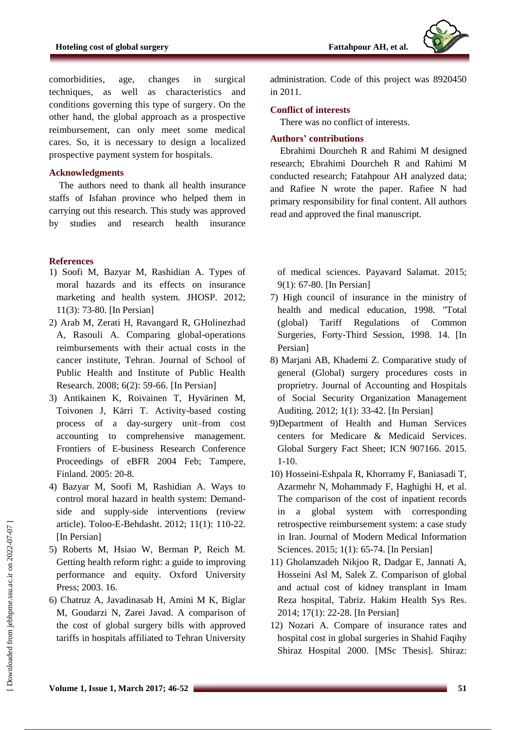comorbidities, age, changes in surgical techniques, as well as characteristics and conditions governing this type of surgery. On the other hand, the global approach as a prospective reimbursement, can only meet some medical cares. So, it is necessary to design a localized prospective payment system for hospitals.

## Acknowledgments

The authors need to thank all health insurance staffs of Isfahan province who helped them in carrying out this research. This study was approved by studies and research health insurance administration. Code of this project was 8920450 in 2011.

## Conflict of interests

There was no conflict of interests.

## Authors' contributions

Ebrahimi Dourcheh R and Rahimi M designed research; Ebrahimi Dourcheh R and Rahimi M conducted research; Fatahpour AH analyzed data; and Rafiee N wrote the paper. Rafiee N had primary responsibility for final content. All authors read and approved the final manuscript.

## References

1) Soofi M, Bazyar M, Rashidian A. Types of moral hazards and its effects on insurance marketing and health system. JHOSP. 2012; 11(3): 73-80. [In Persian]
2) Arab M, Zerati H, Ravangard R, GHolinezhad A, Rasouli A. Comparing global-operations reimbursements with their actual costs in the cancer institute, Tehran. Journal of School of Public Health and Institute of Public Health Research. 2008; 6(2): 59-66. [In Persian]
3) Antikainen K, Roivainen T, Hyvärinen M, Toivonen J, Kärri T. Activity-based costing process of a day-surgery unit–from cost accounting to comprehensive management. Frontiers of E-business Research Conference Proceedings of eBFR 2004 Feb; Tampere, Finland. 2005: 20-8.
4) Bazyar M, Soofi M, Rashidian A. Ways to control moral hazard in health system: Demand-side and supply-side interventions (review article). Toloo-E-Behdasht. 2012; 11(1): 110-22. [In Persian]
5) Roberts M, Hsiao W, Berman P, Reich M. Getting health reform right: a guide to improving performance and equity. Oxford University Press; 2003. 16.
6) Chatruz A, Javadinasab H, Amini M K, Biglar M, Goudarzi N, Zarei Javad. A comparison of the cost of global surgery bills with approved tariffs in hospitals affiliated to Tehran University of medical sciences. Payavard Salamat. 2015; 9(1): 67-80. [In Persian]
7) High council of insurance in the ministry of health and medical education, 1998. "Total (global) Tariff Regulations of Common Surgeries, Forty-Third Session, 1998. 14. [In Persian]
8) Marjani AB, Khademi Z. Comparative study of general (Global) surgery procedures costs in proprietry. Journal of Accounting and Hospitals of Social Security Organization Management Auditing. 2012; 1(1): 33-42. [In Persian]
9) Department of Health and Human Services centers for Medicare & Medicaid Services. Global Surgery Fact Sheet; ICN 907166. 2015. 1-10.
10) Hosseini-Eshpala R, Khorramy F, Baniasadi T, Azarmehr N, Mohammady F, Haghighi H, et al. The comparison of the cost of inpatient records in a global system with corresponding retrospective reimbursement system: a case study in Iran. Journal of Modern Medical Information Sciences. 2015; 1(1): 65-74. [In Persian]
11) Gholamzadeh Nikjoo R, Dadgar E, Jannati A, Hosseini Asl M, Salek Z. Comparison of global and actual cost of kidney transplant in Imam Reza hospital, Tabriz. Hakim Health Sys Res. 2014; 17(1): 22-28. [In Persian]
12) Nozari A. Compare of insurance rates and hospital cost in global surgeries in Shahid Faqihy Shiraz Hospital 2000. [MSc Thesis]. Shiraz: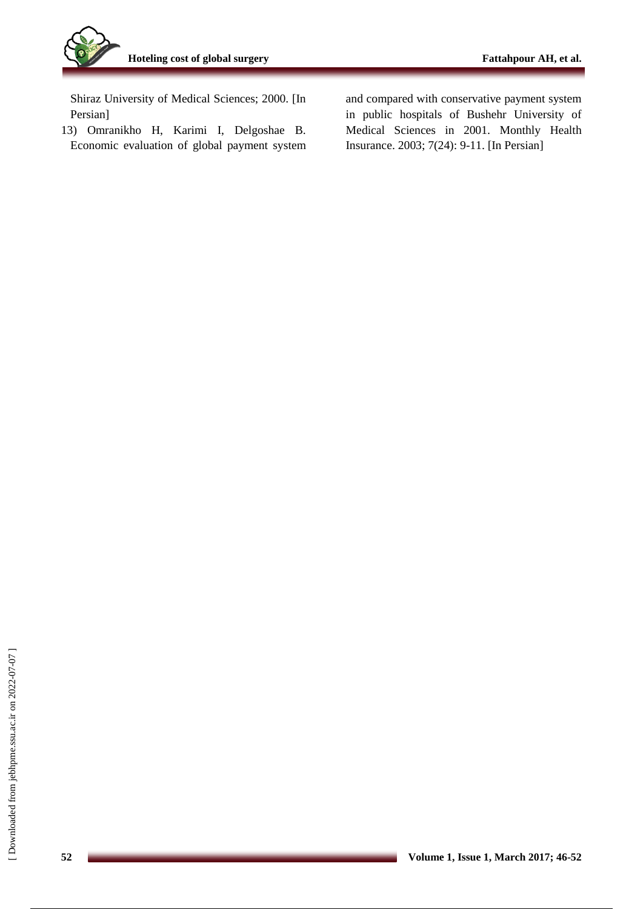Shiraz University of Medical Sciences; 2000. [In Persian]

13) Omranikho H, Karimi I, Delgoshae B. Economic evaluation of global payment system and compared with conservative payment system in public hospitals of Bushehr University of Medical Sciences in 2001. Monthly Health Insurance. 2003; 7(24): 9-11. [In Persian]